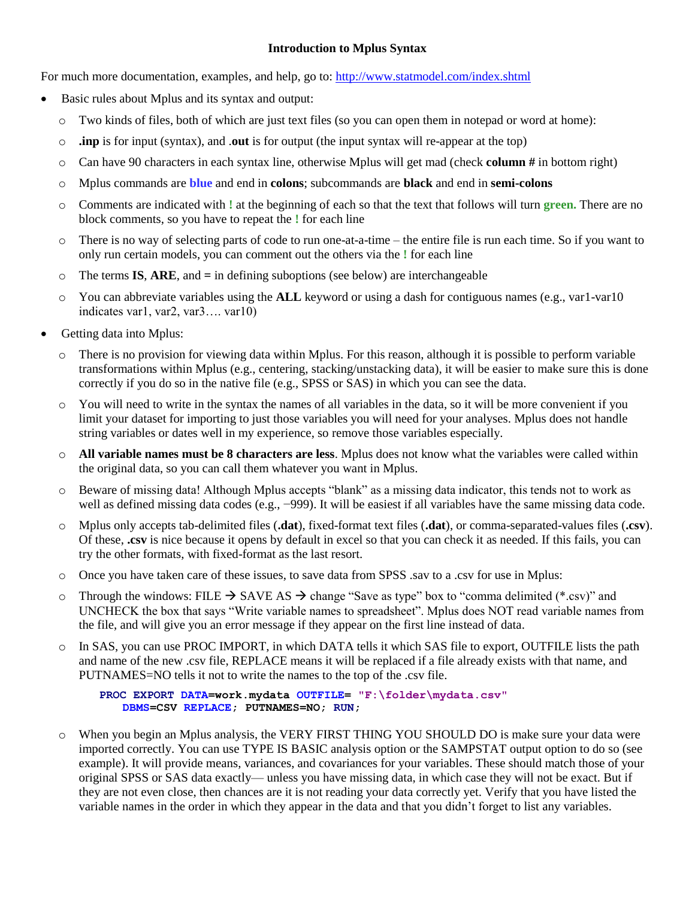**Introduction to Mplus Syntax**

For much more documentation, examples, and help, go to: http://www.statmodel.com/index.shtml

- Basic rules about Mplus and its syntax and output:
  - Two kinds of files, both of which are just text files (so you can open them in notepad or word at home):
  - **.inp** is for input (syntax), and **.out** is for output (the input syntax will re-appear at the top)
  - Can have 90 characters in each syntax line, otherwise Mplus will get mad (check **column #** in bottom right)
  - Mplus commands are **blue** and end in **colons**; subcommands are **black** and end in **semi-colons**
  - Comments are indicated with **!** at the beginning of each so that the text that follows will turn **green.** There are no block comments, so you have to repeat the **!** for each line
  - There is no way of selecting parts of code to run one-at-a-time – the entire file is run each time. So if you want to only run certain models, you can comment out the others via the **!** for each line
  - The terms **IS**, **ARE**, and **=** in defining suboptions (see below) are interchangeable
  - You can abbreviate variables using the **ALL** keyword or using a dash for contiguous names (e.g., var1-var10 indicates var1, var2, var3…. var10)
- Getting data into Mplus:
  - There is no provision for viewing data within Mplus. For this reason, although it is possible to perform variable transformations within Mplus (e.g., centering, stacking/unstacking data), it will be easier to make sure this is done correctly if you do so in the native file (e.g., SPSS or SAS) in which you can see the data.
  - You will need to write in the syntax the names of all variables in the data, so it will be more convenient if you limit your dataset for importing to just those variables you will need for your analyses. Mplus does not handle string variables or dates well in my experience, so remove those variables especially.
  - **All variable names must be 8 characters are less**. Mplus does not know what the variables were called within the original data, so you can call them whatever you want in Mplus.
  - Beware of missing data! Although Mplus accepts "blank" as a missing data indicator, this tends not to work as well as defined missing data codes (e.g., −999). It will be easiest if all variables have the same missing data code.
  - Mplus only accepts tab-delimited files (**.dat**), fixed-format text files (**.dat**), or comma-separated-values files (**.csv**). Of these, **.csv** is nice because it opens by default in excel so that you can check it as needed. If this fails, you can try the other formats, with fixed-format as the last resort.
  - Once you have taken care of these issues, to save data from SPSS .sav to a .csv for use in Mplus:
  - Through the windows: FILE → SAVE AS → change "Save as type" box to "comma delimited (*.csv)" and UNCHECK the box that says "Write variable names to spreadsheet". Mplus does NOT read variable names from the file, and will give you an error message if they appear on the first line instead of data.
  - In SAS, you can use PROC IMPORT, in which DATA tells it which SAS file to export, OUTFILE lists the path and name of the new .csv file, REPLACE means it will be replaced if a file already exists with that name, and PUTNAMES=NO tells it not to write the names to the top of the .csv file.

    ```
    PROC EXPORT DATA=work.mydata OUTFILE= "F:\folder\mydata.csv"
       DBMS=CSV REPLACE; PUTNAMES=NO; RUN;
    ```

  - When you begin an Mplus analysis, the VERY FIRST THING YOU SHOULD DO is make sure your data were imported correctly. You can use TYPE IS BASIC analysis option or the SAMPSTAT output option to do so (see example). It will provide means, variances, and covariances for your variables. These should match those of your original SPSS or SAS data exactly— unless you have missing data, in which case they will not be exact. But if they are not even close, then chances are it is not reading your data correctly yet. Verify that you have listed the variable names in the order in which they appear in the data and that you didn't forget to list any variables.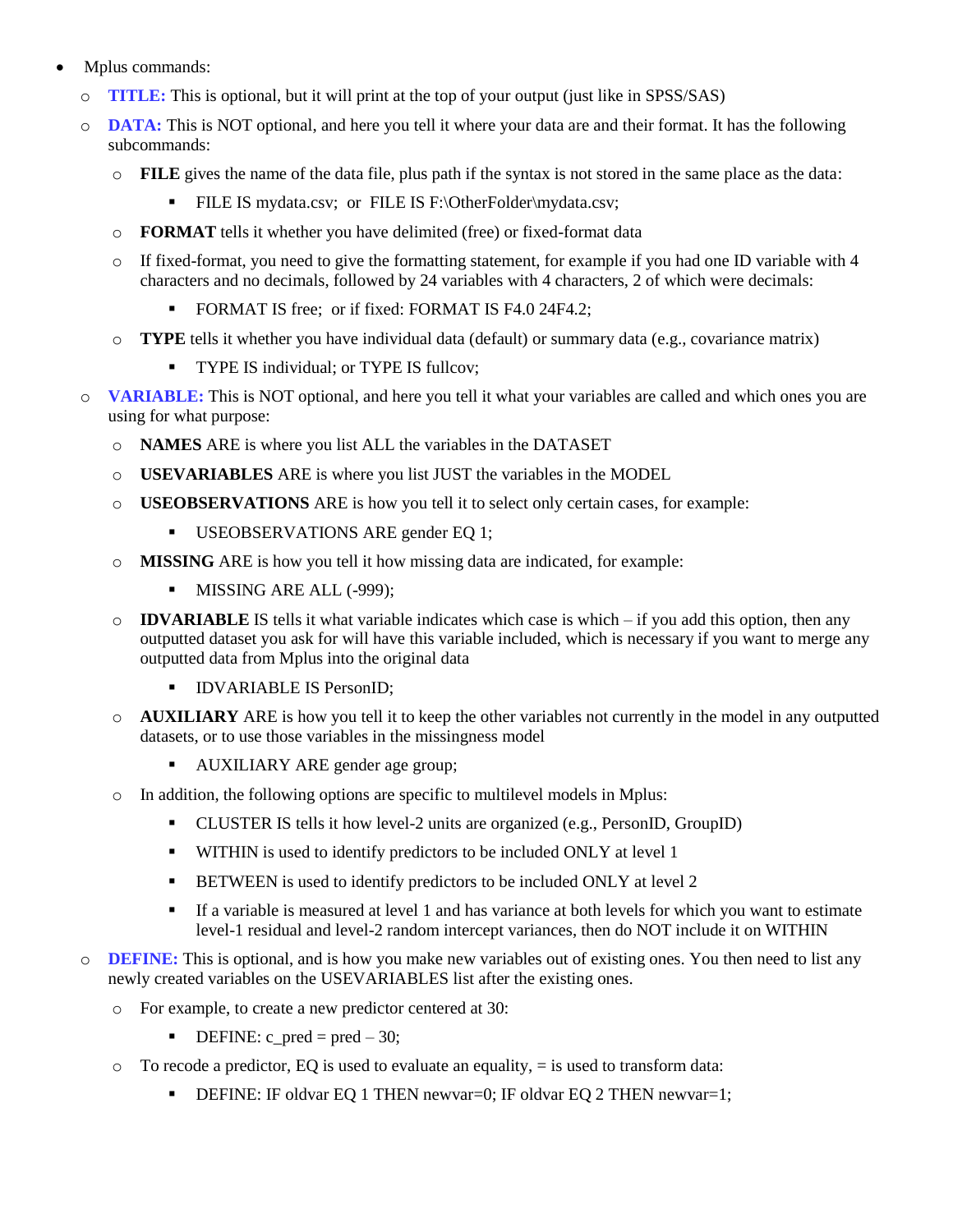- Mplus commands:
  - **TITLE:** This is optional, but it will print at the top of your output (just like in SPSS/SAS)
  - **DATA:** This is NOT optional, and here you tell it where your data are and their format. It has the following subcommands:
    - **FILE** gives the name of the data file, plus path if the syntax is not stored in the same place as the data:
      - FILE IS mydata.csv; or FILE IS F:\OtherFolder\mydata.csv;
    - **FORMAT** tells it whether you have delimited (free) or fixed-format data
    - If fixed-format, you need to give the formatting statement, for example if you had one ID variable with 4 characters and no decimals, followed by 24 variables with 4 characters, 2 of which were decimals:
      - FORMAT IS free; or if fixed: FORMAT IS F4.0 24F4.2;
    - **TYPE** tells it whether you have individual data (default) or summary data (e.g., covariance matrix)
      - TYPE IS individual; or TYPE IS fullcov;
  - **VARIABLE:** This is NOT optional, and here you tell it what your variables are called and which ones you are using for what purpose:
    - **NAMES** ARE is where you list ALL the variables in the DATASET
    - **USEVARIABLES** ARE is where you list JUST the variables in the MODEL
    - **USEOBSERVATIONS** ARE is how you tell it to select only certain cases, for example:
      - USEOBSERVATIONS ARE gender EQ 1;
    - **MISSING** ARE is how you tell it how missing data are indicated, for example:
      - MISSING ARE ALL (-999);
    - **IDVARIABLE** IS tells it what variable indicates which case is which – if you add this option, then any outputted dataset you ask for will have this variable included, which is necessary if you want to merge any outputted data from Mplus into the original data
      - IDVARIABLE IS PersonID;
    - **AUXILIARY** ARE is how you tell it to keep the other variables not currently in the model in any outputted datasets, or to use those variables in the missingness model
      - AUXILIARY ARE gender age group;
    - In addition, the following options are specific to multilevel models in Mplus:
      - CLUSTER IS tells it how level-2 units are organized (e.g., PersonID, GroupID)
      - WITHIN is used to identify predictors to be included ONLY at level 1
      - BETWEEN is used to identify predictors to be included ONLY at level 2
      - If a variable is measured at level 1 and has variance at both levels for which you want to estimate level-1 residual and level-2 random intercept variances, then do NOT include it on WITHIN
  - **DEFINE:** This is optional, and is how you make new variables out of existing ones. You then need to list any newly created variables on the USEVARIABLES list after the existing ones.
    - For example, to create a new predictor centered at 30:
      - DEFINE: c_pred = pred – 30;
    - To recode a predictor, EQ is used to evaluate an equality, = is used to transform data:
      - DEFINE: IF oldvar EQ 1 THEN newvar=0; IF oldvar EQ 2 THEN newvar=1;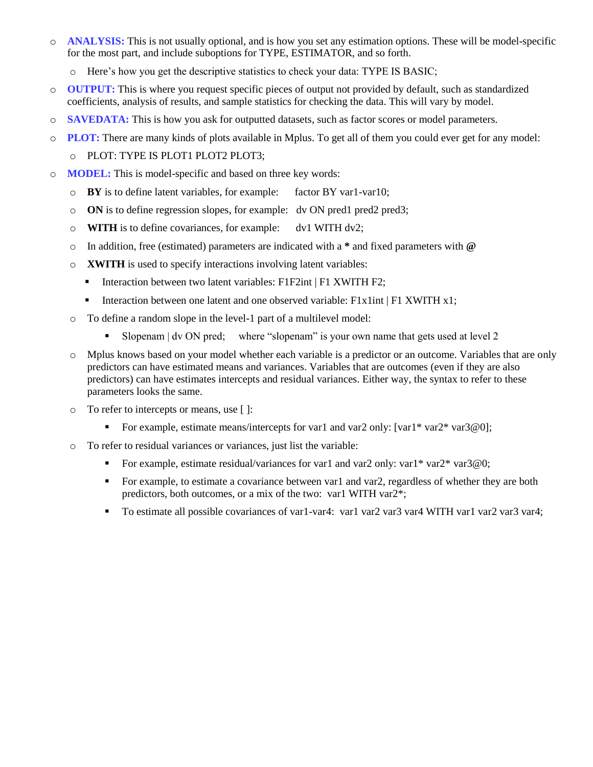- **ANALYSIS:** This is not usually optional, and is how you set any estimation options. These will be model-specific for the most part, and include suboptions for TYPE, ESTIMATOR, and so forth.
  - Here's how you get the descriptive statistics to check your data: TYPE IS BASIC;
- **OUTPUT:** This is where you request specific pieces of output not provided by default, such as standardized coefficients, analysis of results, and sample statistics for checking the data. This will vary by model.
- **SAVEDATA:** This is how you ask for outputted datasets, such as factor scores or model parameters.
- **PLOT:** There are many kinds of plots available in Mplus. To get all of them you could ever get for any model:
  - PLOT: TYPE IS PLOT1 PLOT2 PLOT3;
- **MODEL:** This is model-specific and based on three key words:
  - **BY** is to define latent variables, for example: factor BY var1-var10;
  - **ON** is to define regression slopes, for example: dv ON pred1 pred2 pred3;
  - **WITH** is to define covariances, for example: dv1 WITH dv2;
  - In addition, free (estimated) parameters are indicated with a **\*** and fixed parameters with **@**
  - **XWITH** is used to specify interactions involving latent variables:
    - Interaction between two latent variables: F1F2int | F1 XWITH F2;
    - Interaction between one latent and one observed variable: F1x1int | F1 XWITH x1;
  - To define a random slope in the level-1 part of a multilevel model:
    - Slopenam | dv ON pred; where "slopenam" is your own name that gets used at level 2
  - Mplus knows based on your model whether each variable is a predictor or an outcome. Variables that are only predictors can have estimated means and variances. Variables that are outcomes (even if they are also predictors) can have estimates intercepts and residual variances. Either way, the syntax to refer to these parameters looks the same.
  - To refer to intercepts or means, use [ ]:
    - For example, estimate means/intercepts for var1 and var2 only: [var1* var2* var3@0];
  - To refer to residual variances or variances, just list the variable:
    - For example, estimate residual/variances for var1 and var2 only: var1* var2* var3@0;
    - For example, to estimate a covariance between var1 and var2, regardless of whether they are both predictors, both outcomes, or a mix of the two: var1 WITH var2*;
    - To estimate all possible covariances of var1-var4: var1 var2 var3 var4 WITH var1 var2 var3 var4;